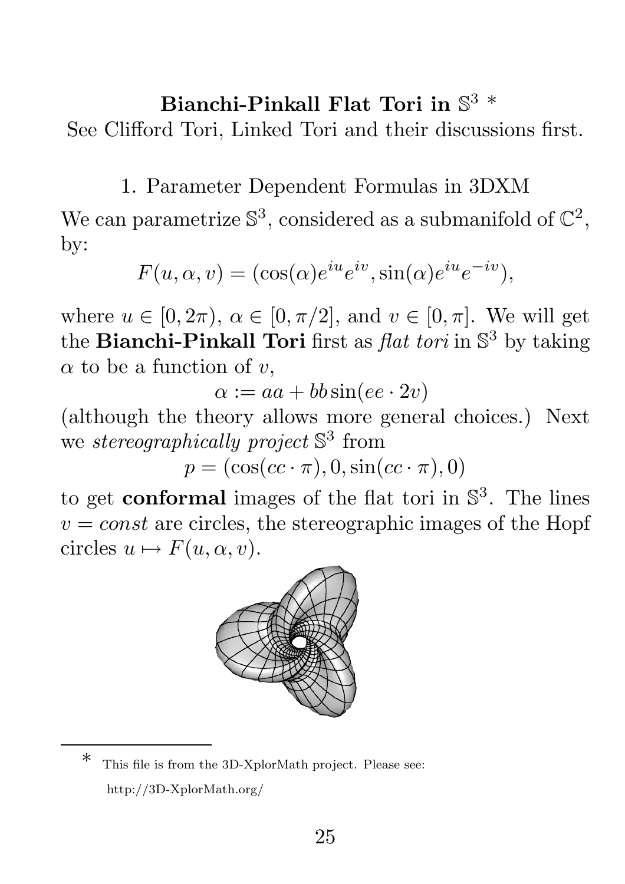# Bianchi-Pinkall Flat Tori in $\mathbb{S}^3$ *

See Clifford Tori, Linked Tori and their discussions first.

## 1. Parameter Dependent Formulas in 3DXM

We can parametrize $\mathbb{S}^3$, considered as a submanifold of $\mathbb{C}^2$, by:

$$F(u, \alpha, v) = (\cos(\alpha)e^{iu}e^{iv}, \sin(\alpha)e^{iu}e^{-iv}),$$

where $u \in [0, 2\pi)$, $\alpha \in [0, \pi/2]$, and $v \in [0, \pi]$. We will get the **Bianchi-Pinkall Tori** first as *flat tori* in $\mathbb{S}^3$ by taking $\alpha$ to be a function of $v$,

$$\alpha := aa + bb \sin(ee \cdot 2v)$$

(although the theory allows more general choices.) Next we *stereographically project* $\mathbb{S}^3$ from

$$p = (\cos(cc \cdot \pi), 0, \sin(cc \cdot \pi), 0)$$

to get **conformal** images of the flat tori in $\mathbb{S}^3$. The lines $v = const$ are circles, the stereographic images of the Hopf circles $u \mapsto F(u, \alpha, v)$.

---

\* This file is from the 3D-XplorMath project. Please see: http://3D-XplorMath.org/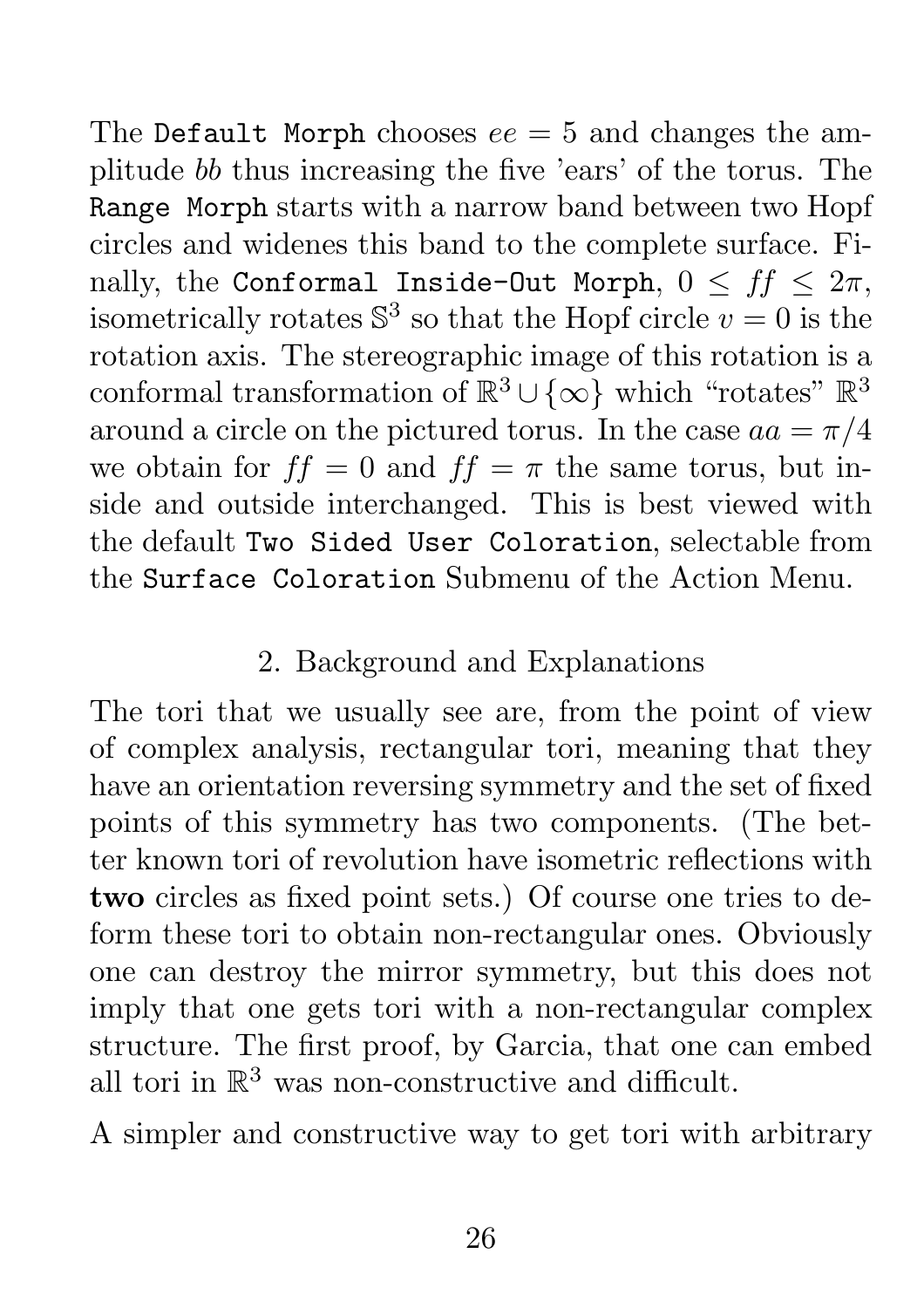The `Default Morph` chooses $ee = 5$ and changes the amplitude $bb$ thus increasing the five 'ears' of the torus. The `Range Morph` starts with a narrow band between two Hopf circles and widenes this band to the complete surface. Finally, the `Conformal Inside-Out Morph`, $0 \leq ff \leq 2\pi$, isometrically rotates $\mathbb{S}^3$ so that the Hopf circle $v = 0$ is the rotation axis. The stereographic image of this rotation is a conformal transformation of $\mathbb{R}^3 \cup \{\infty\}$ which "rotates" $\mathbb{R}^3$ around a circle on the pictured torus. In the case $aa = \pi/4$ we obtain for $ff = 0$ and $ff = \pi$ the same torus, but inside and outside interchanged. This is best viewed with the default `Two Sided User Coloration`, selectable from the `Surface Coloration` Submenu of the Action Menu.

## 2. Background and Explanations

The tori that we usually see are, from the point of view of complex analysis, rectangular tori, meaning that they have an orientation reversing symmetry and the set of fixed points of this symmetry has two components. (The better known tori of revolution have isometric reflections with **two** circles as fixed point sets.) Of course one tries to deform these tori to obtain non-rectangular ones. Obviously one can destroy the mirror symmetry, but this does not imply that one gets tori with a non-rectangular complex structure. The first proof, by Garcia, that one can embed all tori in $\mathbb{R}^3$ was non-constructive and difficult.

A simpler and constructive way to get tori with arbitrary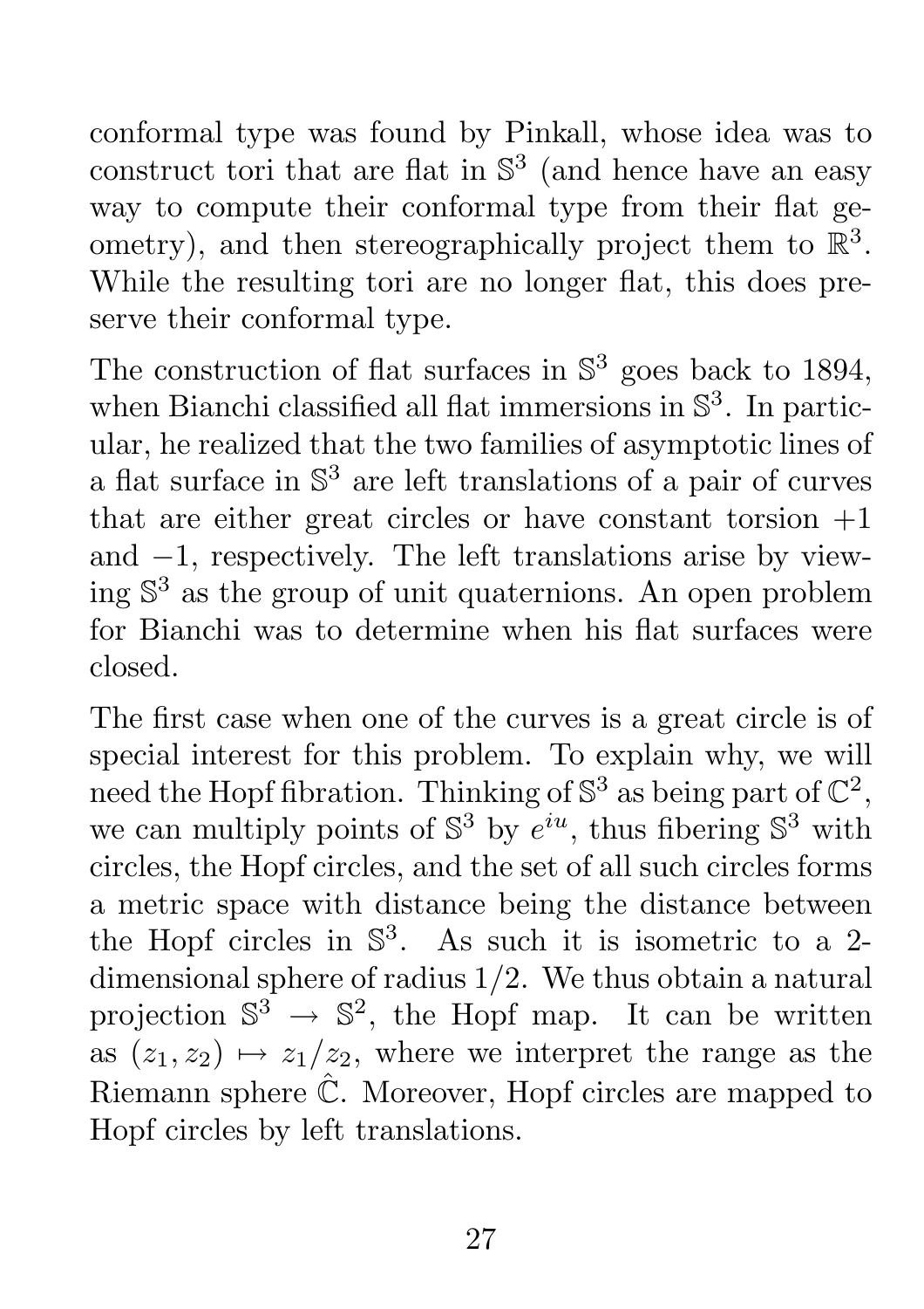conformal type was found by Pinkall, whose idea was to construct tori that are flat in $\mathbb{S}^3$ (and hence have an easy way to compute their conformal type from their flat geometry), and then stereographically project them to $\mathbb{R}^3$. While the resulting tori are no longer flat, this does preserve their conformal type.

The construction of flat surfaces in $\mathbb{S}^3$ goes back to 1894, when Bianchi classified all flat immersions in $\mathbb{S}^3$. In particular, he realized that the two families of asymptotic lines of a flat surface in $\mathbb{S}^3$ are left translations of a pair of curves that are either great circles or have constant torsion $+1$ and $-1$, respectively. The left translations arise by viewing $\mathbb{S}^3$ as the group of unit quaternions. An open problem for Bianchi was to determine when his flat surfaces were closed.

The first case when one of the curves is a great circle is of special interest for this problem. To explain why, we will need the Hopf fibration. Thinking of $\mathbb{S}^3$ as being part of $\mathbb{C}^2$, we can multiply points of $\mathbb{S}^3$ by $e^{iu}$, thus fibering $\mathbb{S}^3$ with circles, the Hopf circles, and the set of all such circles forms a metric space with distance being the distance between the Hopf circles in $\mathbb{S}^3$. As such it is isometric to a 2-dimensional sphere of radius $1/2$. We thus obtain a natural projection $\mathbb{S}^3 \to \mathbb{S}^2$, the Hopf map. It can be written as $(z_1, z_2) \mapsto z_1/z_2$, where we interpret the range as the Riemann sphere $\hat{\mathbb{C}}$. Moreover, Hopf circles are mapped to Hopf circles by left translations.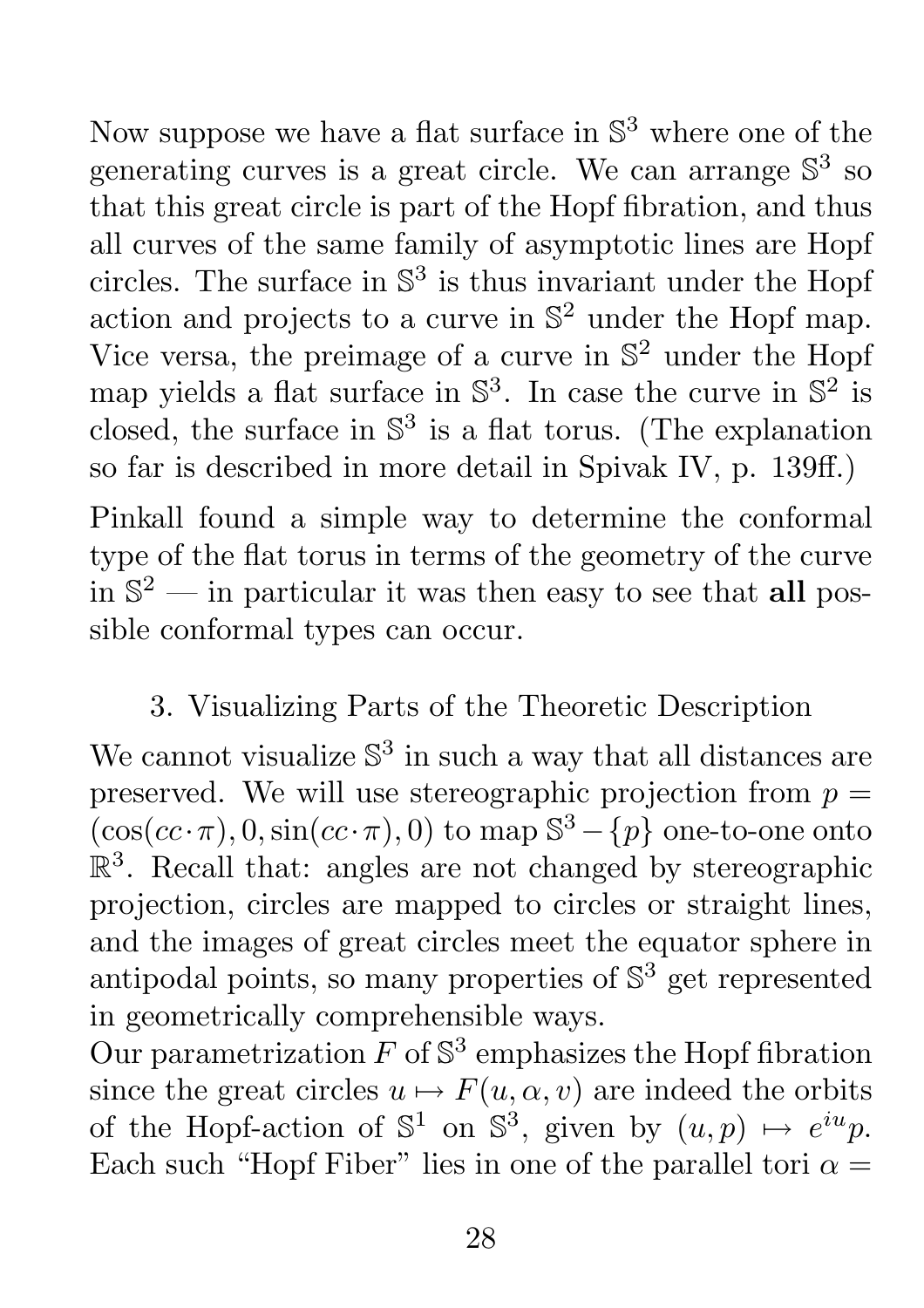Now suppose we have a flat surface in $\mathbb{S}^3$ where one of the generating curves is a great circle. We can arrange $\mathbb{S}^3$ so that this great circle is part of the Hopf fibration, and thus all curves of the same family of asymptotic lines are Hopf circles. The surface in $\mathbb{S}^3$ is thus invariant under the Hopf action and projects to a curve in $\mathbb{S}^2$ under the Hopf map. Vice versa, the preimage of a curve in $\mathbb{S}^2$ under the Hopf map yields a flat surface in $\mathbb{S}^3$. In case the curve in $\mathbb{S}^2$ is closed, the surface in $\mathbb{S}^3$ is a flat torus. (The explanation so far is described in more detail in Spivak IV, p. 139ff.)

Pinkall found a simple way to determine the conformal type of the flat torus in terms of the geometry of the curve in $\mathbb{S}^2$ — in particular it was then easy to see that **all** possible conformal types can occur.

## 3. Visualizing Parts of the Theoretic Description

We cannot visualize $\mathbb{S}^3$ in such a way that all distances are preserved. We will use stereographic projection from $p = (\cos(cc \cdot \pi), 0, \sin(cc \cdot \pi), 0)$ to map $\mathbb{S}^3 - \{p\}$ one-to-one onto $\mathbb{R}^3$. Recall that: angles are not changed by stereographic projection, circles are mapped to circles or straight lines, and the images of great circles meet the equator sphere in antipodal points, so many properties of $\mathbb{S}^3$ get represented in geometrically comprehensible ways.

Our parametrization $F$ of $\mathbb{S}^3$ emphasizes the Hopf fibration since the great circles $u \mapsto F(u, \alpha, v)$ are indeed the orbits of the Hopf-action of $\mathbb{S}^1$ on $\mathbb{S}^3$, given by $(u, p) \mapsto e^{iu}p$. Each such "Hopf Fiber" lies in one of the parallel tori $\alpha =$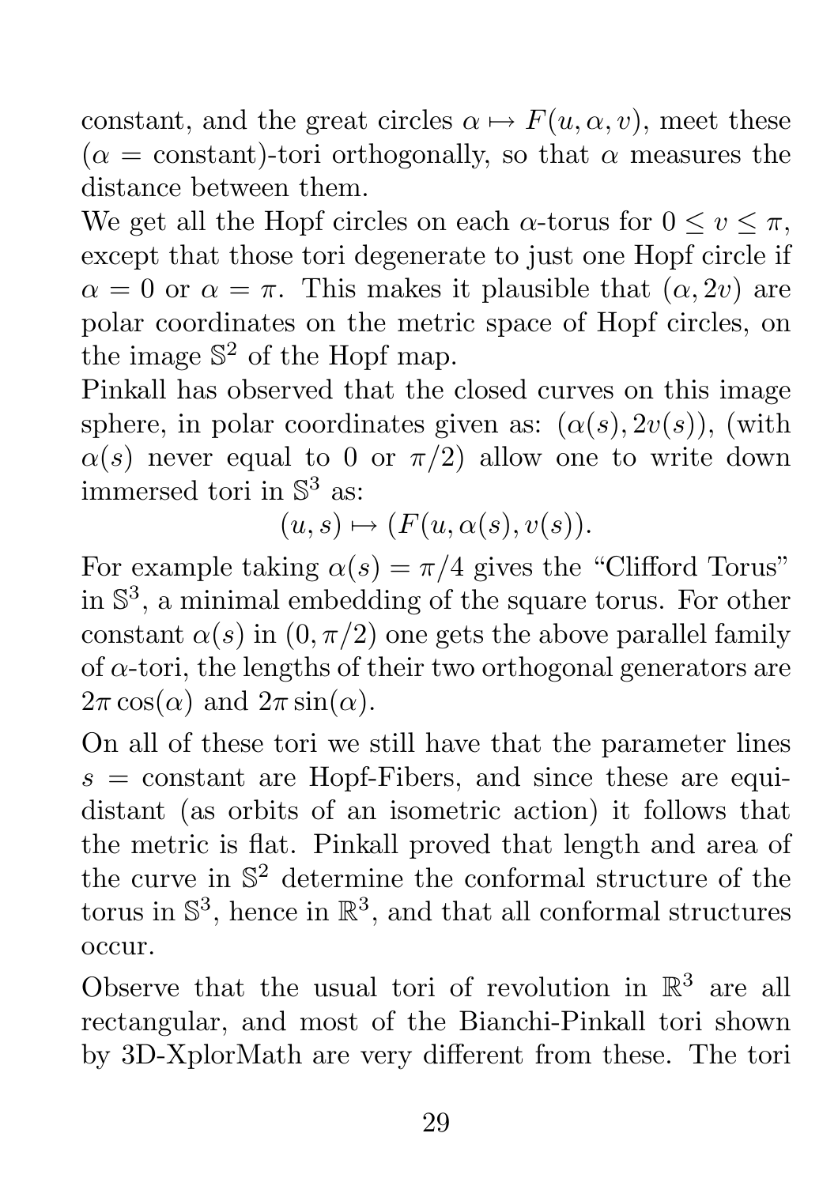constant, and the great circles $\alpha \mapsto F(u, \alpha, v)$, meet these ($\alpha$ = constant)-tori orthogonally, so that $\alpha$ measures the distance between them.

We get all the Hopf circles on each $\alpha$-torus for $0 \leq v \leq \pi$, except that those tori degenerate to just one Hopf circle if $\alpha = 0$ or $\alpha = \pi$. This makes it plausible that $(\alpha, 2v)$ are polar coordinates on the metric space of Hopf circles, on the image $\mathbb{S}^2$ of the Hopf map.

Pinkall has observed that the closed curves on this image sphere, in polar coordinates given as: $(\alpha(s), 2v(s))$, (with $\alpha(s)$ never equal to 0 or $\pi/2$) allow one to write down immersed tori in $\mathbb{S}^3$ as:

$$(u, s) \mapsto (F(u, \alpha(s), v(s)).$$

For example taking $\alpha(s) = \pi/4$ gives the "Clifford Torus" in $\mathbb{S}^3$, a minimal embedding of the square torus. For other constant $\alpha(s)$ in $(0, \pi/2)$ one gets the above parallel family of $\alpha$-tori, the lengths of their two orthogonal generators are $2\pi \cos(\alpha)$ and $2\pi \sin(\alpha)$.

On all of these tori we still have that the parameter lines $s$ = constant are Hopf-Fibers, and since these are equidistant (as orbits of an isometric action) it follows that the metric is flat. Pinkall proved that length and area of the curve in $\mathbb{S}^2$ determine the conformal structure of the torus in $\mathbb{S}^3$, hence in $\mathbb{R}^3$, and that all conformal structures occur.

Observe that the usual tori of revolution in $\mathbb{R}^3$ are all rectangular, and most of the Bianchi-Pinkall tori shown by 3D-XplorMath are very different from these. The tori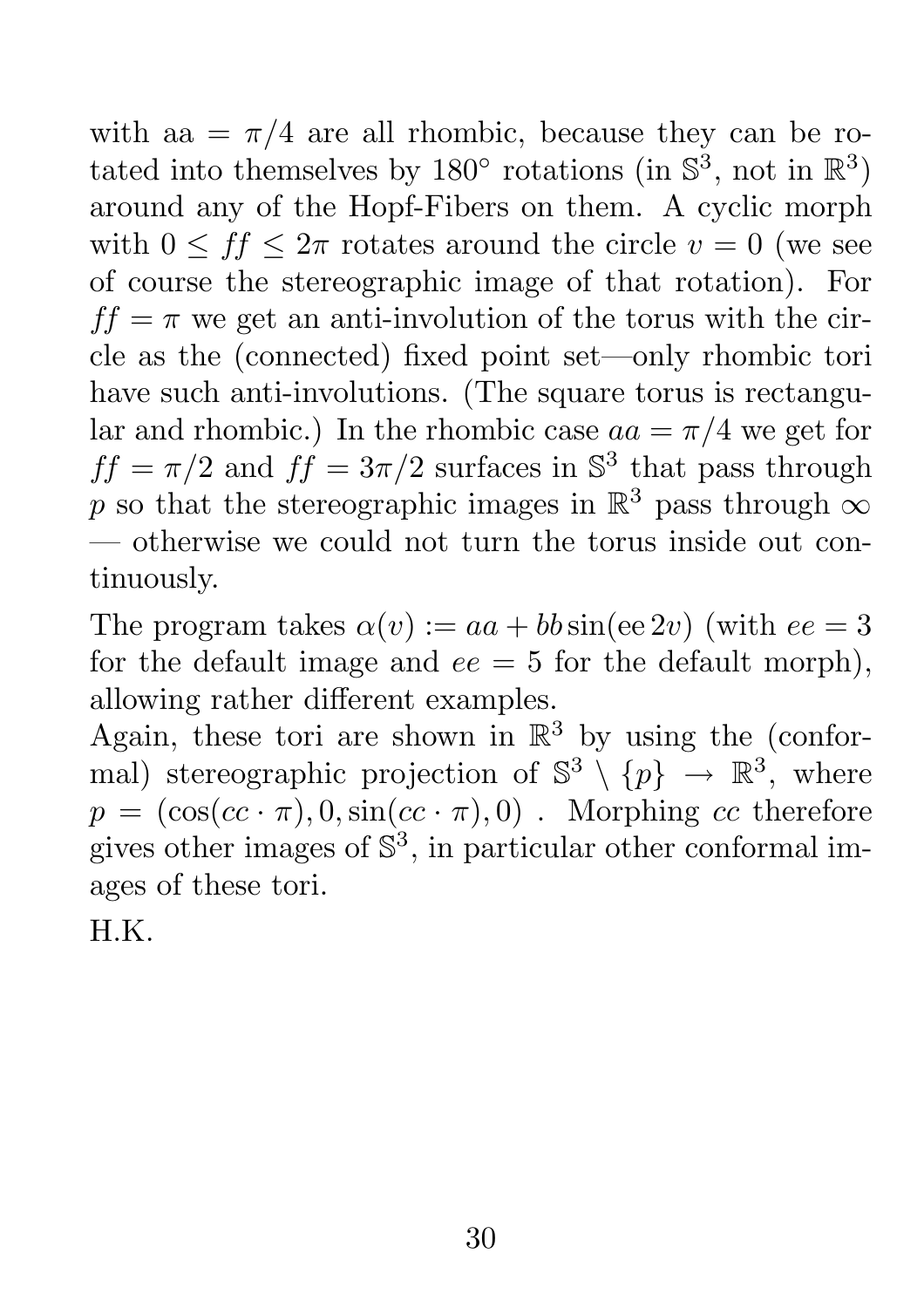with aa $= \pi/4$ are all rhombic, because they can be rotated into themselves by $180^\circ$ rotations (in $\mathbb{S}^3$, not in $\mathbb{R}^3$) around any of the Hopf-Fibers on them. A cyclic morph with $0 \leq ff \leq 2\pi$ rotates around the circle $v = 0$ (we see of course the stereographic image of that rotation). For $ff = \pi$ we get an anti-involution of the torus with the circle as the (connected) fixed point set—only rhombic tori have such anti-involutions. (The square torus is rectangular and rhombic.) In the rhombic case $aa = \pi/4$ we get for $ff = \pi/2$ and $ff = 3\pi/2$ surfaces in $\mathbb{S}^3$ that pass through $p$ so that the stereographic images in $\mathbb{R}^3$ pass through $\infty$ — otherwise we could not turn the torus inside out continuously.

The program takes $\alpha(v) := aa + bb \sin(\mathrm{ee}\, 2v)$ (with $ee = 3$ for the default image and $ee = 5$ for the default morph), allowing rather different examples.

Again, these tori are shown in $\mathbb{R}^3$ by using the (conformal) stereographic projection of $\mathbb{S}^3 \setminus \{p\} \to \mathbb{R}^3$, where $p = (\cos(cc \cdot \pi), 0, \sin(cc \cdot \pi), 0)$ . Morphing $cc$ therefore gives other images of $\mathbb{S}^3$, in particular other conformal images of these tori.

H.K.